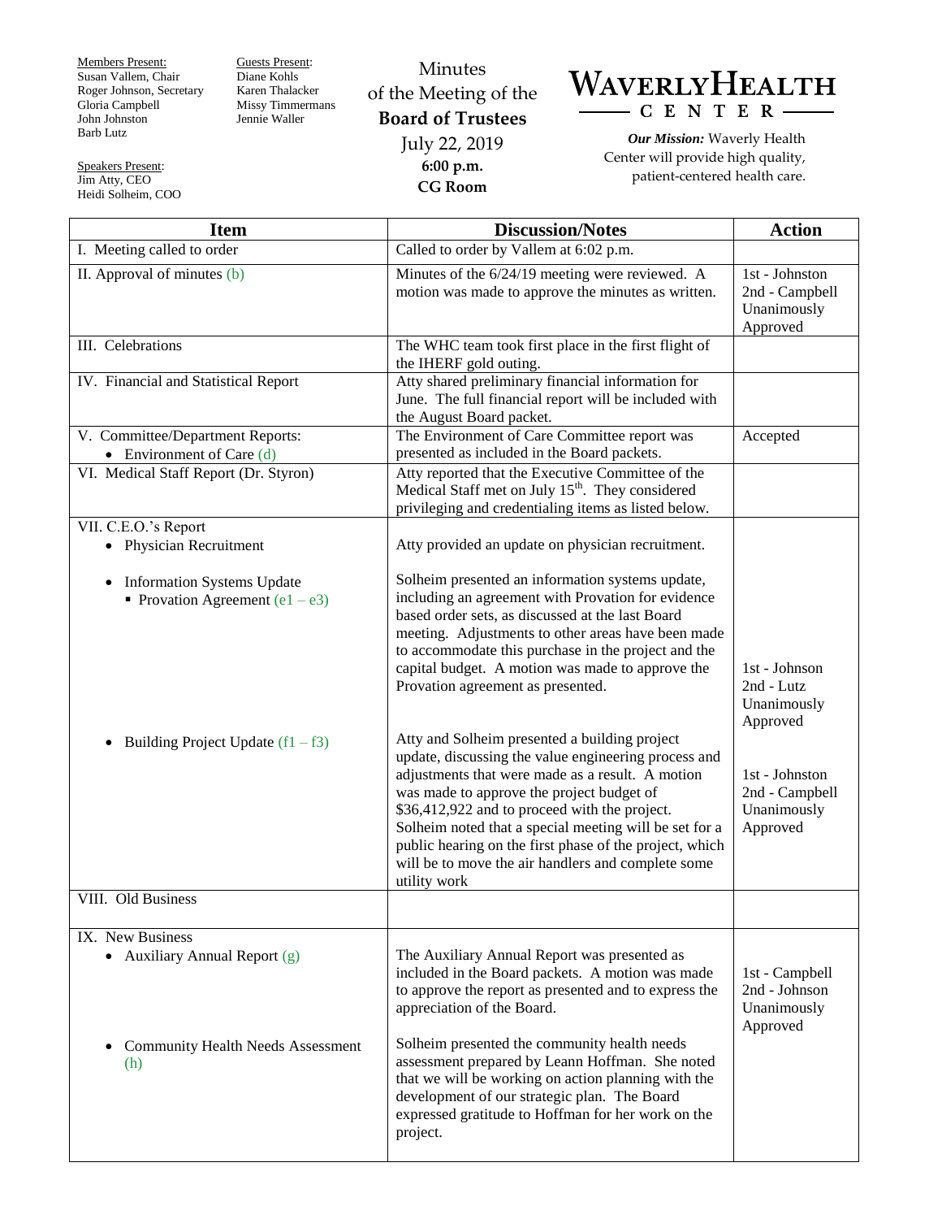Members Present:
Susan Vallem, Chair
Roger Johnson, Secretary
Gloria Campbell
John Johnston
Barb Lutz

Guests Present:
Diane Kohls
Karen Thalacker
Missy Timmermans
Jennie Waller

Speakers Present:
Jim Atty, CEO
Heidi Solheim, COO

Minutes
of the Meeting of the
**Board of Trustees**
July 22, 2019
**6:00 p.m.**
**CG Room**

# WAVERLYHEALTH CENTER

***Our Mission:*** Waverly Health Center will provide high quality, patient-centered health care.

| Item | Discussion/Notes | Action |
|---|---|---|
| I. Meeting called to order | Called to order by Vallem at 6:02 p.m. | |
| II. Approval of minutes (b) | Minutes of the 6/24/19 meeting were reviewed. A motion was made to approve the minutes as written. | 1st - Johnston<br>2nd - Campbell<br>Unanimously Approved |
| III. Celebrations | The WHC team took first place in the first flight of the IHERF gold outing. | |
| IV. Financial and Statistical Report | Atty shared preliminary financial information for June. The full financial report will be included with the August Board packet. | |
| V. Committee/Department Reports:<br>• Environment of Care (d) | The Environment of Care Committee report was presented as included in the Board packets. | Accepted |
| VI. Medical Staff Report (Dr. Styron) | Atty reported that the Executive Committee of the Medical Staff met on July 15th. They considered privileging and credentialing items as listed below. | |
| VII. C.E.O.'s Report<br>• Physician Recruitment | Atty provided an update on physician recruitment. | |
| • Information Systems Update<br>▪ Provation Agreement (e1 – e3) | Solheim presented an information systems update, including an agreement with Provation for evidence based order sets, as discussed at the last Board meeting. Adjustments to other areas have been made to accommodate this purchase in the project and the capital budget. A motion was made to approve the Provation agreement as presented. | 1st - Johnson<br>2nd - Lutz<br>Unanimously Approved |
| • Building Project Update (f1 – f3) | Atty and Solheim presented a building project update, discussing the value engineering process and adjustments that were made as a result. A motion was made to approve the project budget of $36,412,922 and to proceed with the project. Solheim noted that a special meeting will be set for a public hearing on the first phase of the project, which will be to move the air handlers and complete some utility work | 1st - Johnston<br>2nd - Campbell<br>Unanimously Approved |
| VIII. Old Business | | |
| IX. New Business<br>• Auxiliary Annual Report (g) | The Auxiliary Annual Report was presented as included in the Board packets. A motion was made to approve the report as presented and to express the appreciation of the Board. | 1st - Campbell<br>2nd - Johnson<br>Unanimously Approved |
| • Community Health Needs Assessment (h) | Solheim presented the community health needs assessment prepared by Leann Hoffman. She noted that we will be working on action planning with the development of our strategic plan. The Board expressed gratitude to Hoffman for her work on the project. | |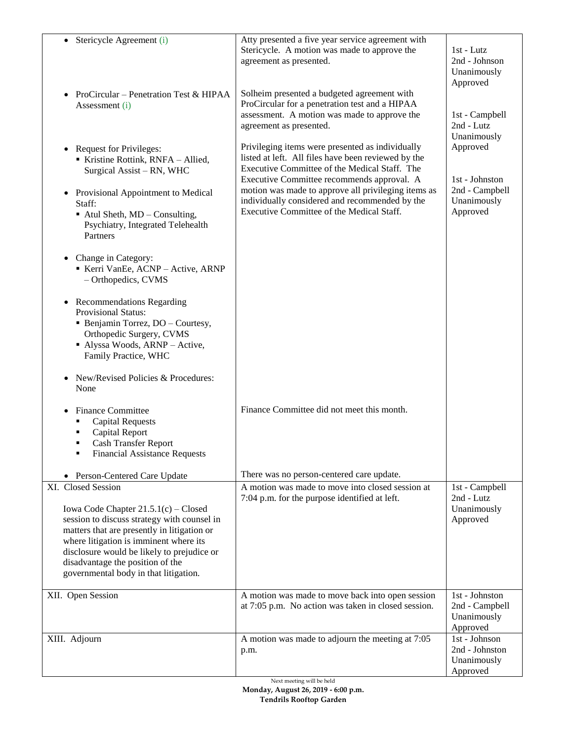| | | |
|---|---|---|
| • Stericycle Agreement (i) | Atty presented a five year service agreement with Stericycle. A motion was made to approve the agreement as presented. | 1st - Lutz<br>2nd - Johnson<br>Unanimously Approved |
| • ProCircular – Penetration Test & HIPAA Assessment (i) | Solheim presented a budgeted agreement with ProCircular for a penetration test and a HIPAA assessment. A motion was made to approve the agreement as presented. | 1st - Campbell<br>2nd - Lutz<br>Unanimously Approved |
| • Request for Privileges:<br>▪ Kristine Rottink, RNFA – Allied, Surgical Assist – RN, WHC<br><br>• Provisional Appointment to Medical Staff:<br>▪ Atul Sheth, MD – Consulting, Psychiatry, Integrated Telehealth Partners<br><br>• Change in Category:<br>▪ Kerri VanEe, ACNP – Active, ARNP – Orthopedics, CVMS<br><br>• Recommendations Regarding Provisional Status:<br>▪ Benjamin Torrez, DO – Courtesy, Orthopedic Surgery, CVMS<br>▪ Alyssa Woods, ARNP – Active, Family Practice, WHC<br><br>• New/Revised Policies & Procedures: None | Privileging items were presented as individually listed at left. All files have been reviewed by the Executive Committee of the Medical Staff. The Executive Committee recommends approval. A motion was made to approve all privileging items as individually considered and recommended by the Executive Committee of the Medical Staff. | 1st - Johnston<br>2nd - Campbell<br>Unanimously Approved |
| • Finance Committee<br>▪ Capital Requests<br>▪ Capital Report<br>▪ Cash Transfer Report<br>▪ Financial Assistance Requests | Finance Committee did not meet this month. | |
| • Person-Centered Care Update | There was no person-centered care update. | |
| XI. Closed Session<br><br>Iowa Code Chapter 21.5.1(c) – Closed session to discuss strategy with counsel in matters that are presently in litigation or where litigation is imminent where its disclosure would be likely to prejudice or disadvantage the position of the governmental body in that litigation. | A motion was made to move into closed session at 7:04 p.m. for the purpose identified at left. | 1st - Campbell<br>2nd - Lutz<br>Unanimously Approved |
| XII. Open Session | A motion was made to move back into open session at 7:05 p.m. No action was taken in closed session. | 1st - Johnston<br>2nd - Campbell<br>Unanimously Approved |
| XIII. Adjourn | A motion was made to adjourn the meeting at 7:05 p.m. | 1st - Johnson<br>2nd - Johnston<br>Unanimously Approved |

Next meeting will be held
**Monday, August 26, 2019 - 6:00 p.m.**
**Tendrils Rooftop Garden**